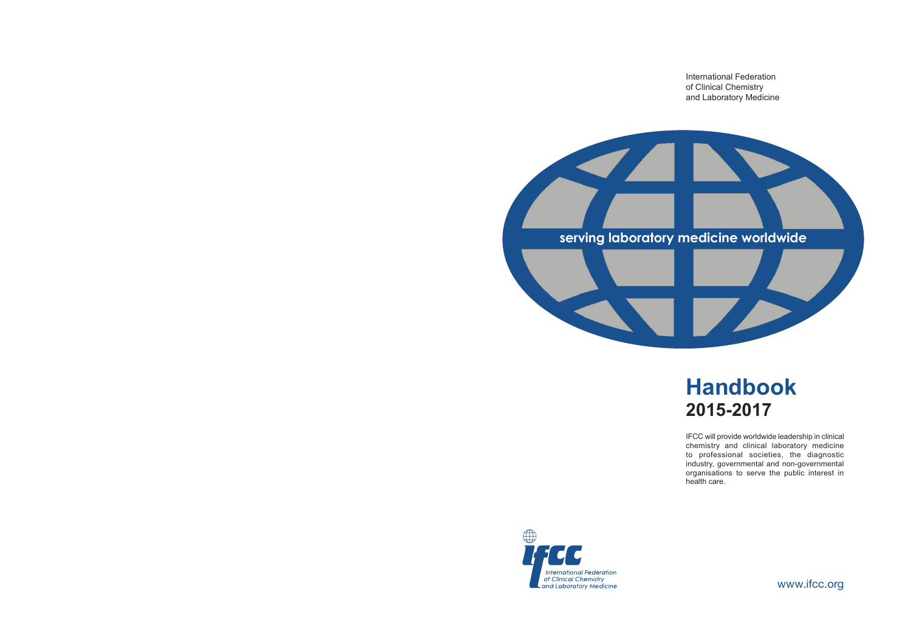International Federation
of Clinical Chemistry
and Laboratory Medicine

serving laboratory medicine worldwide

# Handbook
## 2015-2017

IFCC will provide worldwide leadership in clinical chemistry and clinical laboratory medicine to professional societies, the diagnostic industry, governmental and non-governmental organisations to serve the public interest in health care.

IFCC
International Federation
of Clinical Chemistry
and Laboratory Medicine

www.ifcc.org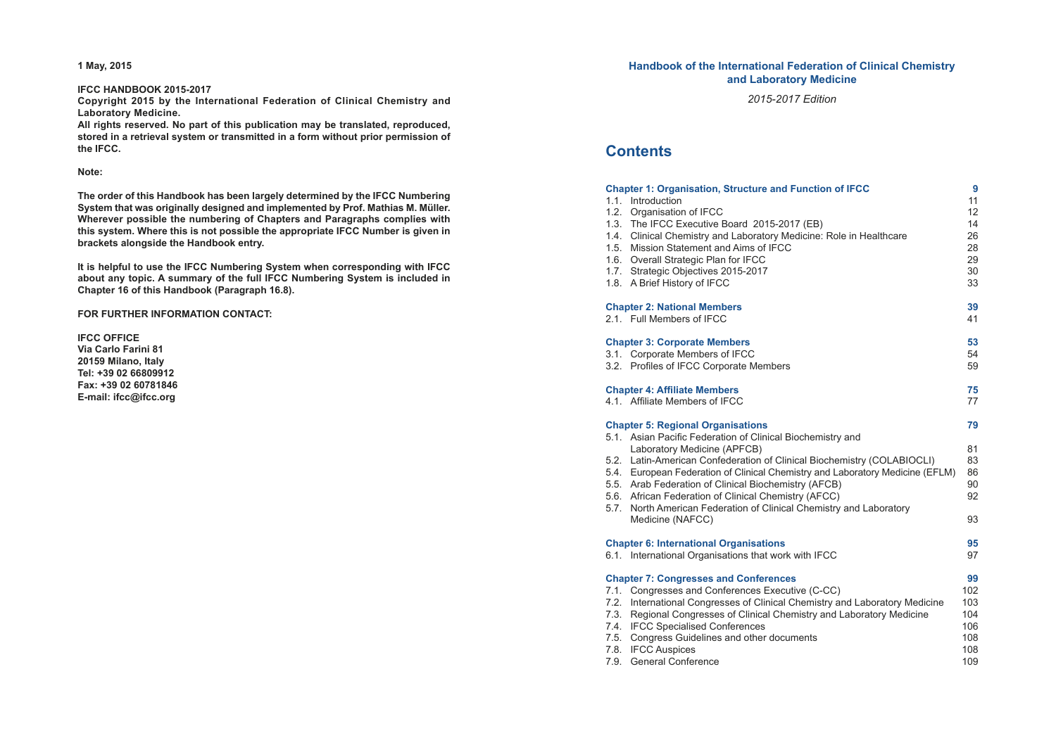**1 May, 2015**

**IFCC HANDBOOK 2015-2017**

**Copyright 2015 by the International Federation of Clinical Chemistry and Laboratory Medicine.**

**All rights reserved. No part of this publication may be translated, reproduced, stored in a retrieval system or transmitted in a form without prior permission of the IFCC.**

**Note:**

**The order of this Handbook has been largely determined by the IFCC Numbering System that was originally designed and implemented by Prof. Mathias M. Müller. Wherever possible the numbering of Chapters and Paragraphs complies with this system. Where this is not possible the appropriate IFCC Number is given in brackets alongside the Handbook entry.**

**It is helpful to use the IFCC Numbering System when corresponding with IFCC about any topic. A summary of the full IFCC Numbering System is included in Chapter 16 of this Handbook (Paragraph 16.8).**

**FOR FURTHER INFORMATION CONTACT:**

**IFCC OFFICE**
**Via Carlo Farini 81**
**20159 Milano, Italy**
**Tel: +39 02 66809912**
**Fax: +39 02 60781846**
**E-mail: ifcc@ifcc.org**

**Handbook of the International Federation of Clinical Chemistry and Laboratory Medicine**

*2015-2017 Edition*

# Contents

**Chapter 1: Organisation, Structure and Function of IFCC** **9**

1.1. Introduction 11
1.2. Organisation of IFCC 12
1.3. The IFCC Executive Board 2015-2017 (EB) 14
1.4. Clinical Chemistry and Laboratory Medicine: Role in Healthcare 26
1.5. Mission Statement and Aims of IFCC 28
1.6. Overall Strategic Plan for IFCC 29
1.7. Strategic Objectives 2015-2017 30
1.8. A Brief History of IFCC 33

**Chapter 2: National Members** **39**

2.1. Full Members of IFCC 41

**Chapter 3: Corporate Members** **53**

3.1. Corporate Members of IFCC 54
3.2. Profiles of IFCC Corporate Members 59

**Chapter 4: Affiliate Members** **75**

4.1. Affiliate Members of IFCC 77

**Chapter 5: Regional Organisations** **79**

5.1. Asian Pacific Federation of Clinical Biochemistry and Laboratory Medicine (APFCB) 81
5.2. Latin-American Confederation of Clinical Biochemistry (COLABIOCLI) 83
5.4. European Federation of Clinical Chemistry and Laboratory Medicine (EFLM) 86
5.5. Arab Federation of Clinical Biochemistry (AFCB) 90
5.6. African Federation of Clinical Chemistry (AFCC) 92
5.7. North American Federation of Clinical Chemistry and Laboratory Medicine (NAFCC) 93

**Chapter 6: International Organisations** **95**

6.1. International Organisations that work with IFCC 97

**Chapter 7: Congresses and Conferences** **99**

7.1. Congresses and Conferences Executive (C-CC) 102
7.2. International Congresses of Clinical Chemistry and Laboratory Medicine 103
7.3. Regional Congresses of Clinical Chemistry and Laboratory Medicine 104
7.4. IFCC Specialised Conferences 106
7.5. Congress Guidelines and other documents 108
7.8. IFCC Auspices 108
7.9. General Conference 109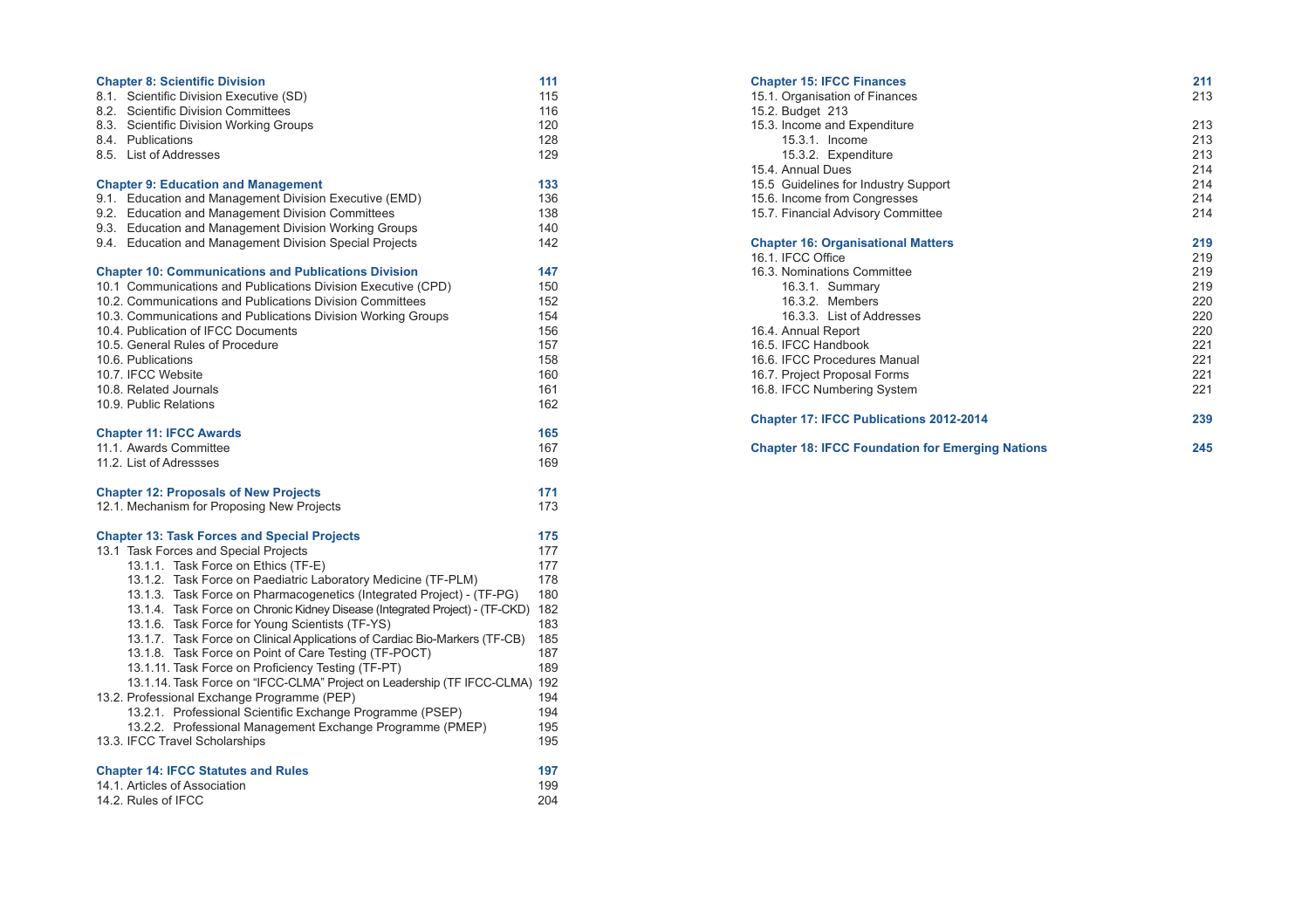| | |
|---|---|
| **Chapter 8: Scientific Division** | **111** |
| 8.1. Scientific Division Executive (SD) | 115 |
| 8.2. Scientific Division Committees | 116 |
| 8.3. Scientific Division Working Groups | 120 |
| 8.4. Publications | 128 |
| 8.5. List of Addresses | 129 |
| **Chapter 9: Education and Management** | **133** |
| 9.1. Education and Management Division Executive (EMD) | 136 |
| 9.2. Education and Management Division Committees | 138 |
| 9.3. Education and Management Division Working Groups | 140 |
| 9.4. Education and Management Division Special Projects | 142 |
| **Chapter 10: Communications and Publications Division** | **147** |
| 10.1 Communications and Publications Division Executive (CPD) | 150 |
| 10.2. Communications and Publications Division Committees | 152 |
| 10.3. Communications and Publications Division Working Groups | 154 |
| 10.4. Publication of IFCC Documents | 156 |
| 10.5. General Rules of Procedure | 157 |
| 10.6. Publications | 158 |
| 10.7. IFCC Website | 160 |
| 10.8. Related Journals | 161 |
| 10.9. Public Relations | 162 |
| **Chapter 11: IFCC Awards** | **165** |
| 11.1. Awards Committee | 167 |
| 11.2. List of Adressses | 169 |
| **Chapter 12: Proposals of New Projects** | **171** |
| 12.1. Mechanism for Proposing New Projects | 173 |
| **Chapter 13: Task Forces and Special Projects** | **175** |
| 13.1 Task Forces and Special Projects | 177 |
| 13.1.1. Task Force on Ethics (TF-E) | 177 |
| 13.1.2. Task Force on Paediatric Laboratory Medicine (TF-PLM) | 178 |
| 13.1.3. Task Force on Pharmacogenetics (Integrated Project) - (TF-PG) | 180 |
| 13.1.4. Task Force on Chronic Kidney Disease (Integrated Project) - (TF-CKD) | 182 |
| 13.1.6. Task Force for Young Scientists (TF-YS) | 183 |
| 13.1.7. Task Force on Clinical Applications of Cardiac Bio-Markers (TF-CB) | 185 |
| 13.1.8. Task Force on Point of Care Testing (TF-POCT) | 187 |
| 13.1.11. Task Force on Proficiency Testing (TF-PT) | 189 |
| 13.1.14. Task Force on "IFCC-CLMA" Project on Leadership (TF IFCC-CLMA) | 192 |
| 13.2. Professional Exchange Programme (PEP) | 194 |
| 13.2.1. Professional Scientific Exchange Programme (PSEP) | 194 |
| 13.2.2. Professional Management Exchange Programme (PMEP) | 195 |
| 13.3. IFCC Travel Scholarships | 195 |
| **Chapter 14: IFCC Statutes and Rules** | **197** |
| 14.1. Articles of Association | 199 |
| 14.2. Rules of IFCC | 204 |
| **Chapter 15: IFCC Finances** | **211** |
| 15.1. Organisation of Finances | 213 |
| 15.2. Budget 213 | |
| 15.3. Income and Expenditure | 213 |
| 15.3.1. Income | 213 |
| 15.3.2. Expenditure | 213 |
| 15.4. Annual Dues | 214 |
| 15.5 Guidelines for Industry Support | 214 |
| 15.6. Income from Congresses | 214 |
| 15.7. Financial Advisory Committee | 214 |
| **Chapter 16: Organisational Matters** | **219** |
| 16.1. IFCC Office | 219 |
| 16.3. Nominations Committee | 219 |
| 16.3.1. Summary | 219 |
| 16.3.2. Members | 220 |
| 16.3.3. List of Addresses | 220 |
| 16.4. Annual Report | 220 |
| 16.5. IFCC Handbook | 221 |
| 16.6. IFCC Procedures Manual | 221 |
| 16.7. Project Proposal Forms | 221 |
| 16.8. IFCC Numbering System | 221 |
| **Chapter 17: IFCC Publications 2012-2014** | **239** |
| **Chapter 18: IFCC Foundation for Emerging Nations** | **245** |